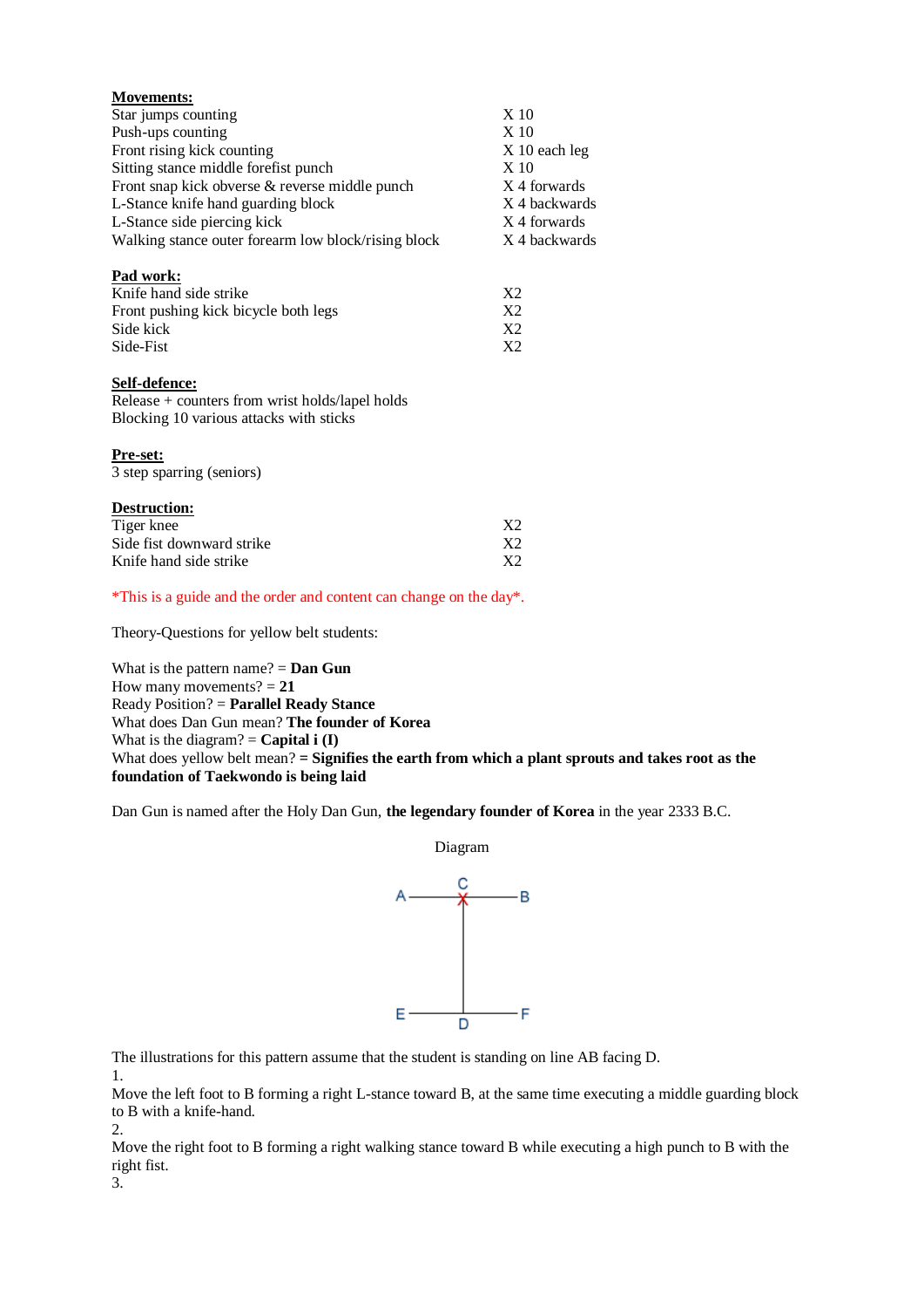**Movements:**

| | |
|---|---|
| Star jumps counting | X 10 |
| Push-ups counting | X 10 |
| Front rising kick counting | X 10 each leg |
| Sitting stance middle forefist punch | X 10 |
| Front snap kick obverse & reverse middle punch | X 4 forwards |
| L-Stance knife hand guarding block | X 4 backwards |
| L-Stance side piercing kick | X 4 forwards |
| Walking stance outer forearm low block/rising block | X 4 backwards |

**Pad work:**

| | |
|---|---|
| Knife hand side strike | X2 |
| Front pushing kick bicycle both legs | X2 |
| Side kick | X2 |
| Side-Fist | X2 |

**Self-defence:**

Release + counters from wrist holds/lapel holds
Blocking 10 various attacks with sticks

**Pre-set:**

3 step sparring (seniors)

**Destruction:**

| | |
|---|---|
| Tiger knee | X2 |
| Side fist downward strike | X2 |
| Knife hand side strike | X2 |

*This is a guide and the order and content can change on the day*.

Theory-Questions for yellow belt students:

What is the pattern name? = **Dan Gun**
How many movements? = **21**
Ready Position? = **Parallel Ready Stance**
What does Dan Gun mean? **The founder of Korea**
What is the diagram? = **Capital i (I)**
What does yellow belt mean? **= Signifies the earth from which a plant sprouts and takes root as the foundation of Taekwondo is being laid**

Dan Gun is named after the Holy Dan Gun, **the legendary founder of Korea** in the year 2333 B.C.

Diagram

```
A ———— C ———— B
       |
       |
       |
E ———— D ———— F
```

The illustrations for this pattern assume that the student is standing on line AB facing D.

1.
Move the left foot to B forming a right L-stance toward B, at the same time executing a middle guarding block to B with a knife-hand.

2.
Move the right foot to B forming a right walking stance toward B while executing a high punch to B with the right fist.

3.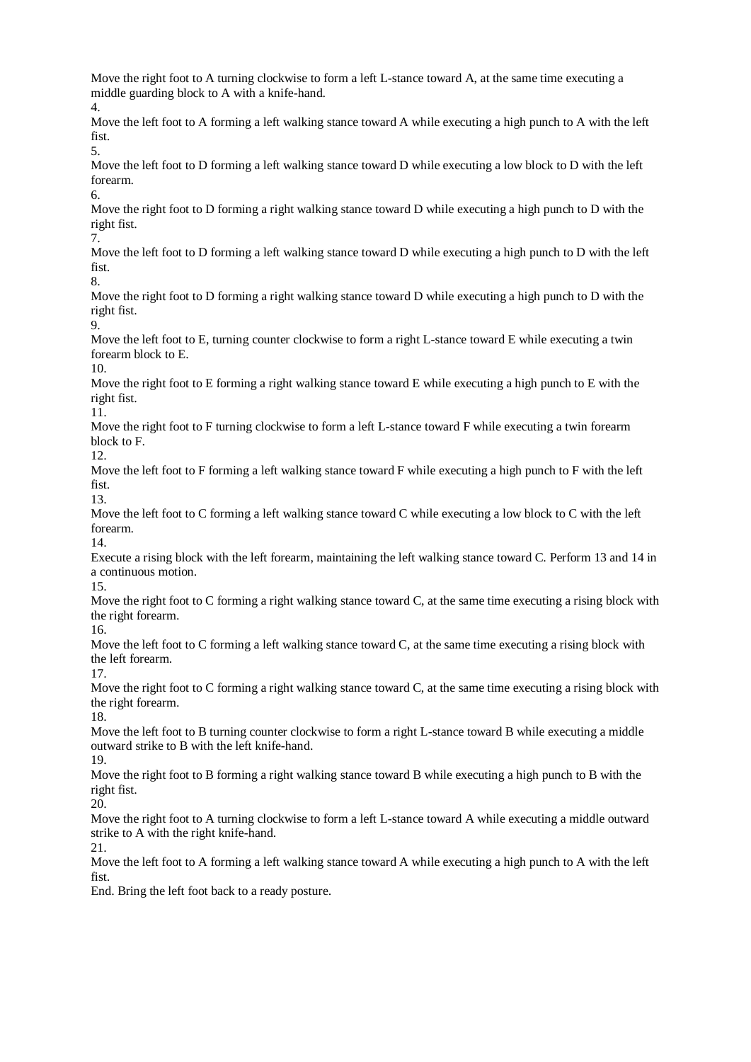Move the right foot to A turning clockwise to form a left L-stance toward A, at the same time executing a middle guarding block to A with a knife-hand.

4.

Move the left foot to A forming a left walking stance toward A while executing a high punch to A with the left fist.

5.

Move the left foot to D forming a left walking stance toward D while executing a low block to D with the left forearm.

6.

Move the right foot to D forming a right walking stance toward D while executing a high punch to D with the right fist.

7.

Move the left foot to D forming a left walking stance toward D while executing a high punch to D with the left fist.

8.

Move the right foot to D forming a right walking stance toward D while executing a high punch to D with the right fist.

9.

Move the left foot to E, turning counter clockwise to form a right L-stance toward E while executing a twin forearm block to E.

10.

Move the right foot to E forming a right walking stance toward E while executing a high punch to E with the right fist.

11.

Move the right foot to F turning clockwise to form a left L-stance toward F while executing a twin forearm block to F.

12.

Move the left foot to F forming a left walking stance toward F while executing a high punch to F with the left fist.

13.

Move the left foot to C forming a left walking stance toward C while executing a low block to C with the left forearm.

14.

Execute a rising block with the left forearm, maintaining the left walking stance toward C. Perform 13 and 14 in a continuous motion.

15.

Move the right foot to C forming a right walking stance toward C, at the same time executing a rising block with the right forearm.

16.

Move the left foot to C forming a left walking stance toward C, at the same time executing a rising block with the left forearm.

17.

Move the right foot to C forming a right walking stance toward C, at the same time executing a rising block with the right forearm.

18.

Move the left foot to B turning counter clockwise to form a right L-stance toward B while executing a middle outward strike to B with the left knife-hand.

19.

Move the right foot to B forming a right walking stance toward B while executing a high punch to B with the right fist.

20.

Move the right foot to A turning clockwise to form a left L-stance toward A while executing a middle outward strike to A with the right knife-hand.

21.

Move the left foot to A forming a left walking stance toward A while executing a high punch to A with the left fist.

End. Bring the left foot back to a ready posture.